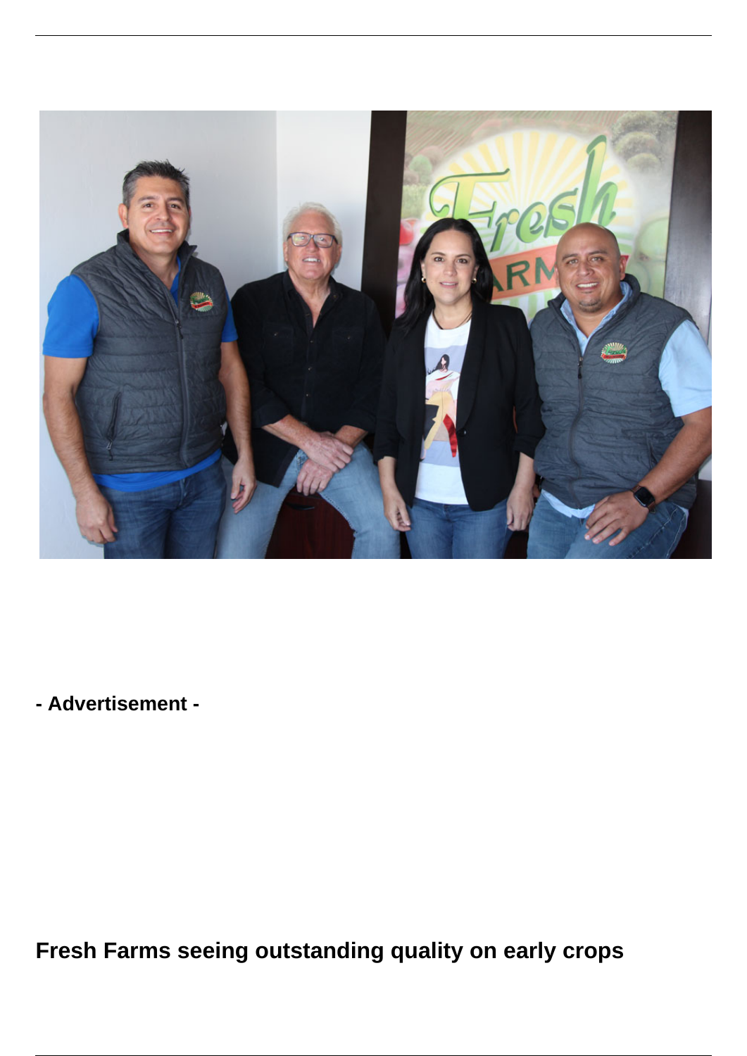- Advertisement -

# Fresh Farms seeing outstanding quality on early crops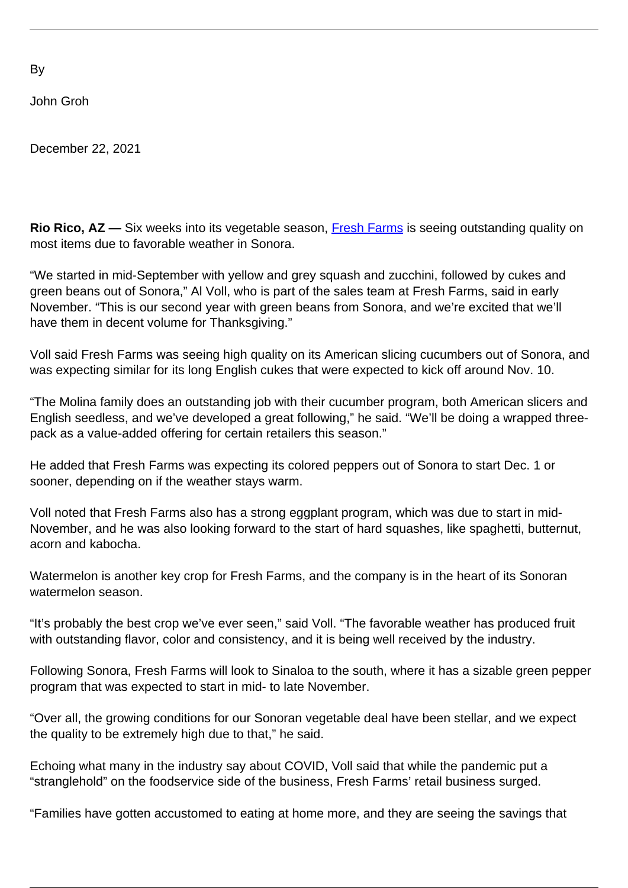By

John Groh

December 22, 2021

**Rio Rico, AZ —** Six weeks into its vegetable season, [Fresh Farms](Fresh Farms) is seeing outstanding quality on most items due to favorable weather in Sonora.

"We started in mid-September with yellow and grey squash and zucchini, followed by cukes and green beans out of Sonora," Al Voll, who is part of the sales team at Fresh Farms, said in early November. "This is our second year with green beans from Sonora, and we're excited that we'll have them in decent volume for Thanksgiving."

Voll said Fresh Farms was seeing high quality on its American slicing cucumbers out of Sonora, and was expecting similar for its long English cukes that were expected to kick off around Nov. 10.

"The Molina family does an outstanding job with their cucumber program, both American slicers and English seedless, and we've developed a great following," he said. "We'll be doing a wrapped three-pack as a value-added offering for certain retailers this season."

He added that Fresh Farms was expecting its colored peppers out of Sonora to start Dec. 1 or sooner, depending on if the weather stays warm.

Voll noted that Fresh Farms also has a strong eggplant program, which was due to start in mid-November, and he was also looking forward to the start of hard squashes, like spaghetti, butternut, acorn and kabocha.

Watermelon is another key crop for Fresh Farms, and the company is in the heart of its Sonoran watermelon season.

"It's probably the best crop we've ever seen," said Voll. "The favorable weather has produced fruit with outstanding flavor, color and consistency, and it is being well received by the industry.

Following Sonora, Fresh Farms will look to Sinaloa to the south, where it has a sizable green pepper program that was expected to start in mid- to late November.

"Over all, the growing conditions for our Sonoran vegetable deal have been stellar, and we expect the quality to be extremely high due to that," he said.

Echoing what many in the industry say about COVID, Voll said that while the pandemic put a "stranglehold" on the foodservice side of the business, Fresh Farms' retail business surged.

"Families have gotten accustomed to eating at home more, and they are seeing the savings that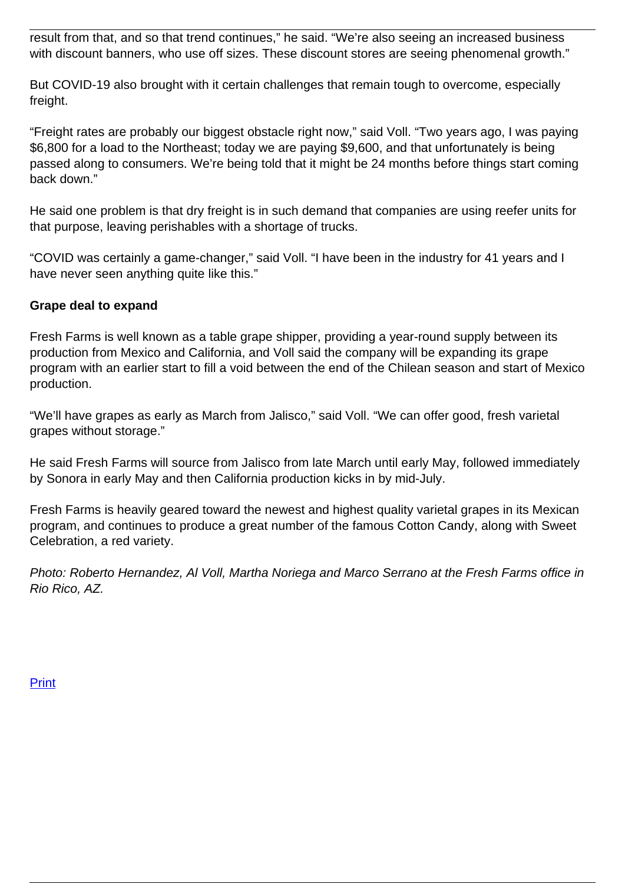result from that, and so that trend continues," he said. "We're also seeing an increased business with discount banners, who use off sizes. These discount stores are seeing phenomenal growth."

But COVID-19 also brought with it certain challenges that remain tough to overcome, especially freight.

"Freight rates are probably our biggest obstacle right now," said Voll. "Two years ago, I was paying $6,800 for a load to the Northeast; today we are paying $9,600, and that unfortunately is being passed along to consumers. We're being told that it might be 24 months before things start coming back down."

He said one problem is that dry freight is in such demand that companies are using reefer units for that purpose, leaving perishables with a shortage of trucks.

"COVID was certainly a game-changer," said Voll. "I have been in the industry for 41 years and I have never seen anything quite like this."

**Grape deal to expand**

Fresh Farms is well known as a table grape shipper, providing a year-round supply between its production from Mexico and California, and Voll said the company will be expanding its grape program with an earlier start to fill a void between the end of the Chilean season and start of Mexico production.

"We'll have grapes as early as March from Jalisco," said Voll. "We can offer good, fresh varietal grapes without storage."

He said Fresh Farms will source from Jalisco from late March until early May, followed immediately by Sonora in early May and then California production kicks in by mid-July.

Fresh Farms is heavily geared toward the newest and highest quality varietal grapes in its Mexican program, and continues to produce a great number of the famous Cotton Candy, along with Sweet Celebration, a red variety.

*Photo: Roberto Hernandez, Al Voll, Martha Noriega and Marco Serrano at the Fresh Farms office in Rio Rico, AZ.*

Print